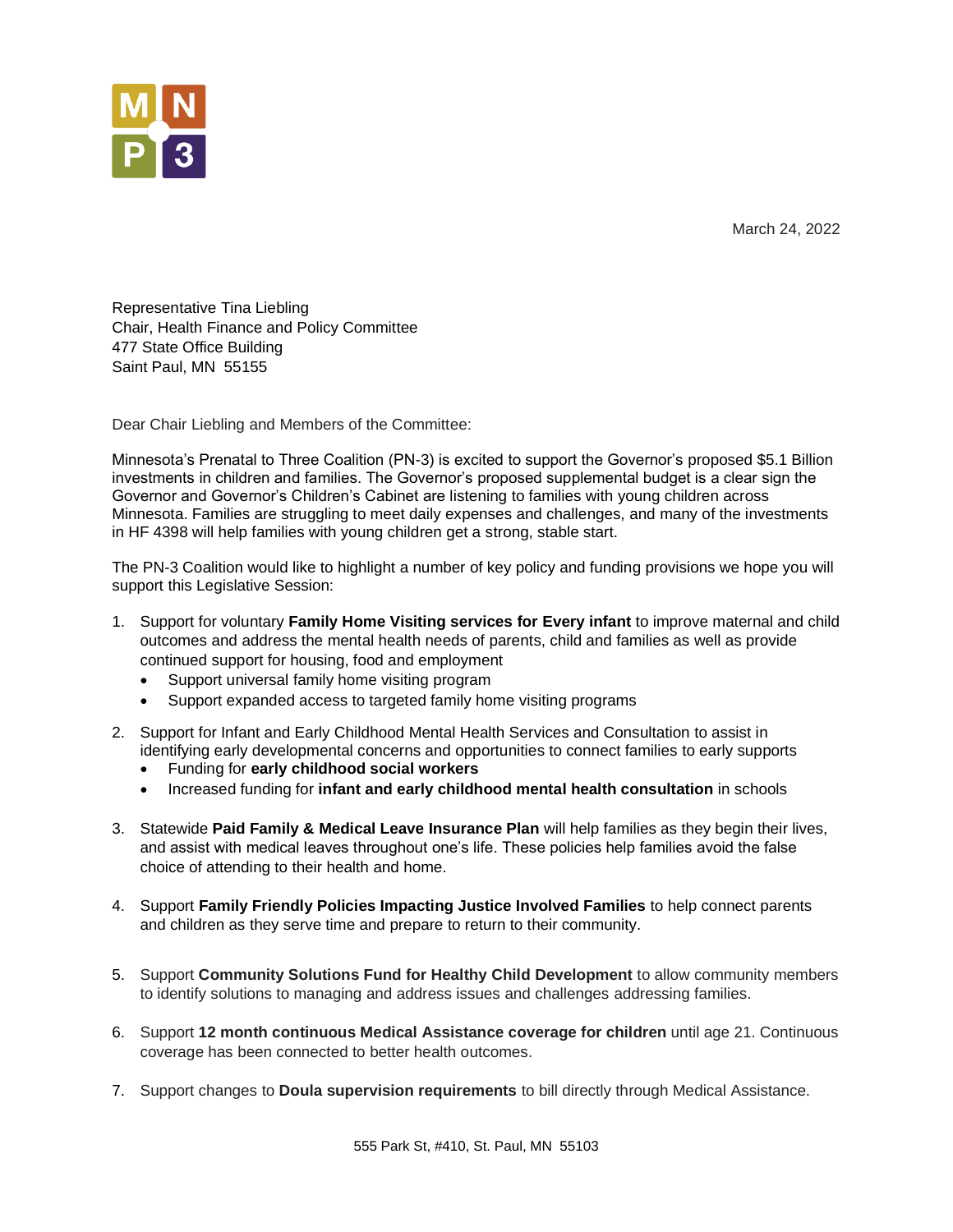March 24, 2022

Representative Tina Liebling
Chair, Health Finance and Policy Committee
477 State Office Building
Saint Paul, MN 55155

Dear Chair Liebling and Members of the Committee:

Minnesota's Prenatal to Three Coalition (PN-3) is excited to support the Governor's proposed $5.1 Billion investments in children and families. The Governor's proposed supplemental budget is a clear sign the Governor and Governor's Children's Cabinet are listening to families with young children across Minnesota. Families are struggling to meet daily expenses and challenges, and many of the investments in HF 4398 will help families with young children get a strong, stable start.

The PN-3 Coalition would like to highlight a number of key policy and funding provisions we hope you will support this Legislative Session:

1. Support for voluntary **Family Home Visiting services for Every infant** to improve maternal and child outcomes and address the mental health needs of parents, child and families as well as provide continued support for housing, food and employment
   - Support universal family home visiting program
   - Support expanded access to targeted family home visiting programs
2. Support for Infant and Early Childhood Mental Health Services and Consultation to assist in identifying early developmental concerns and opportunities to connect families to early supports
   - Funding for **early childhood social workers**
   - Increased funding for **infant and early childhood mental health consultation** in schools
3. Statewide **Paid Family & Medical Leave Insurance Plan** will help families as they begin their lives, and assist with medical leaves throughout one's life. These policies help families avoid the false choice of attending to their health and home.
4. Support **Family Friendly Policies Impacting Justice Involved Families** to help connect parents and children as they serve time and prepare to return to their community.
5. Support **Community Solutions Fund for Healthy Child Development** to allow community members to identify solutions to managing and address issues and challenges addressing families.
6. Support **12 month continuous Medical Assistance coverage for children** until age 21. Continuous coverage has been connected to better health outcomes.
7. Support changes to **Doula supervision requirements** to bill directly through Medical Assistance.

555 Park St, #410, St. Paul, MN 55103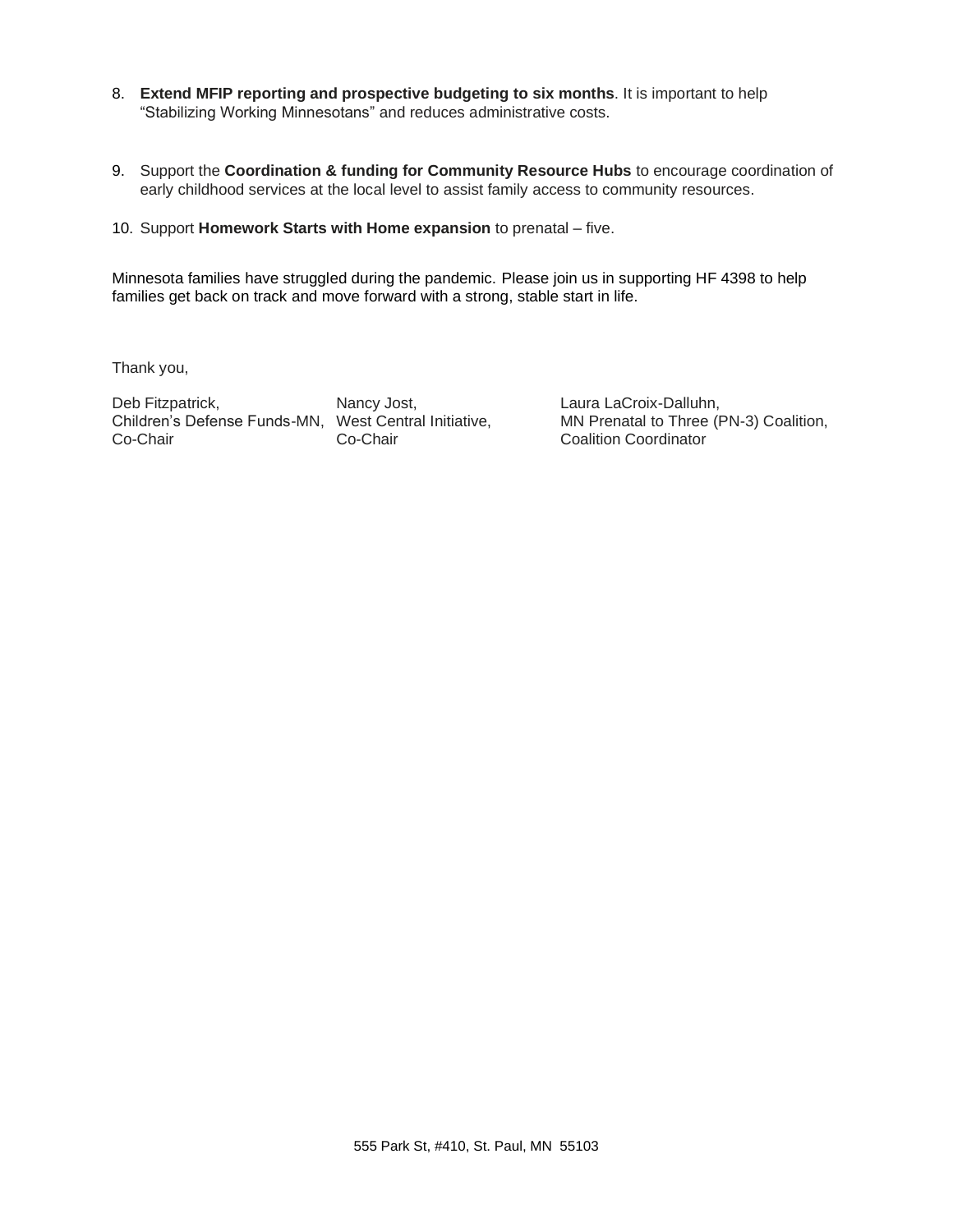8. **Extend MFIP reporting and prospective budgeting to six months**. It is important to help "Stabilizing Working Minnesotans" and reduces administrative costs.

9. Support the **Coordination & funding for Community Resource Hubs** to encourage coordination of early childhood services at the local level to assist family access to community resources.

10. Support **Homework Starts with Home expansion** to prenatal – five.

Minnesota families have struggled during the pandemic. Please join us in supporting HF 4398 to help families get back on track and move forward with a strong, stable start in life.

Thank you,

Deb Fitzpatrick,
Children's Defense Funds-MN,
Co-Chair

Nancy Jost,
West Central Initiative,
Co-Chair

Laura LaCroix-Dalluhn,
MN Prenatal to Three (PN-3) Coalition,
Coalition Coordinator

555 Park St, #410, St. Paul, MN 55103